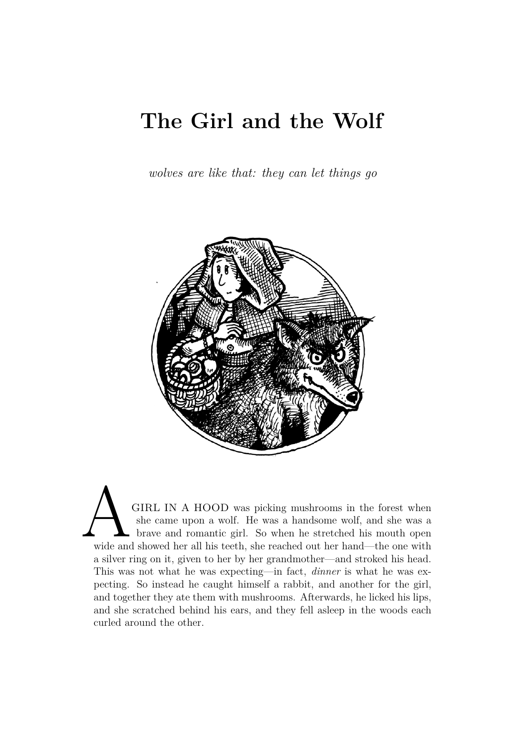# The Girl and the Wolf

*wolves are like that: they can let things go*

A GIRL IN A HOOD was picking mushrooms in the forest when she came upon a wolf. He was a handsome wolf, and she was a brave and romantic girl. So when he stretched his mouth open wide and showed her all his teeth, she reached out her hand—the one with a silver ring on it, given to her by her grandmother—and stroked his head. This was not what he was expecting—in fact, *dinner* is what he was expecting. So instead he caught himself a rabbit, and another for the girl, and together they ate them with mushrooms. Afterwards, he licked his lips, and she scratched behind his ears, and they fell asleep in the woods each curled around the other.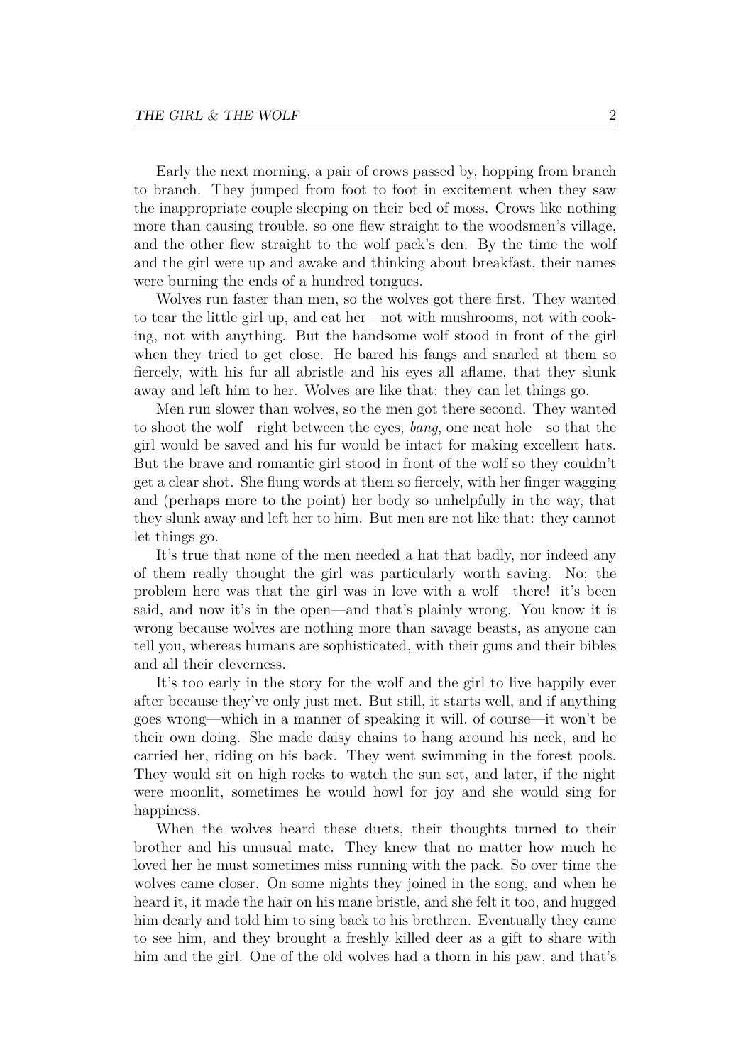Early the next morning, a pair of crows passed by, hopping from branch to branch. They jumped from foot to foot in excitement when they saw the inappropriate couple sleeping on their bed of moss. Crows like nothing more than causing trouble, so one flew straight to the woodsmen's village, and the other flew straight to the wolf pack's den. By the time the wolf and the girl were up and awake and thinking about breakfast, their names were burning the ends of a hundred tongues.

Wolves run faster than men, so the wolves got there first. They wanted to tear the little girl up, and eat her—not with mushrooms, not with cooking, not with anything. But the handsome wolf stood in front of the girl when they tried to get close. He bared his fangs and snarled at them so fiercely, with his fur all abristle and his eyes all aflame, that they slunk away and left him to her. Wolves are like that: they can let things go.

Men run slower than wolves, so the men got there second. They wanted to shoot the wolf—right between the eyes, *bang*, one neat hole—so that the girl would be saved and his fur would be intact for making excellent hats. But the brave and romantic girl stood in front of the wolf so they couldn't get a clear shot. She flung words at them so fiercely, with her finger wagging and (perhaps more to the point) her body so unhelpfully in the way, that they slunk away and left her to him. But men are not like that: they cannot let things go.

It's true that none of the men needed a hat that badly, nor indeed any of them really thought the girl was particularly worth saving. No; the problem here was that the girl was in love with a wolf—there! it's been said, and now it's in the open—and that's plainly wrong. You know it is wrong because wolves are nothing more than savage beasts, as anyone can tell you, whereas humans are sophisticated, with their guns and their bibles and all their cleverness.

It's too early in the story for the wolf and the girl to live happily ever after because they've only just met. But still, it starts well, and if anything goes wrong—which in a manner of speaking it will, of course—it won't be their own doing. She made daisy chains to hang around his neck, and he carried her, riding on his back. They went swimming in the forest pools. They would sit on high rocks to watch the sun set, and later, if the night were moonlit, sometimes he would howl for joy and she would sing for happiness.

When the wolves heard these duets, their thoughts turned to their brother and his unusual mate. They knew that no matter how much he loved her he must sometimes miss running with the pack. So over time the wolves came closer. On some nights they joined in the song, and when he heard it, it made the hair on his mane bristle, and she felt it too, and hugged him dearly and told him to sing back to his brethren. Eventually they came to see him, and they brought a freshly killed deer as a gift to share with him and the girl. One of the old wolves had a thorn in his paw, and that's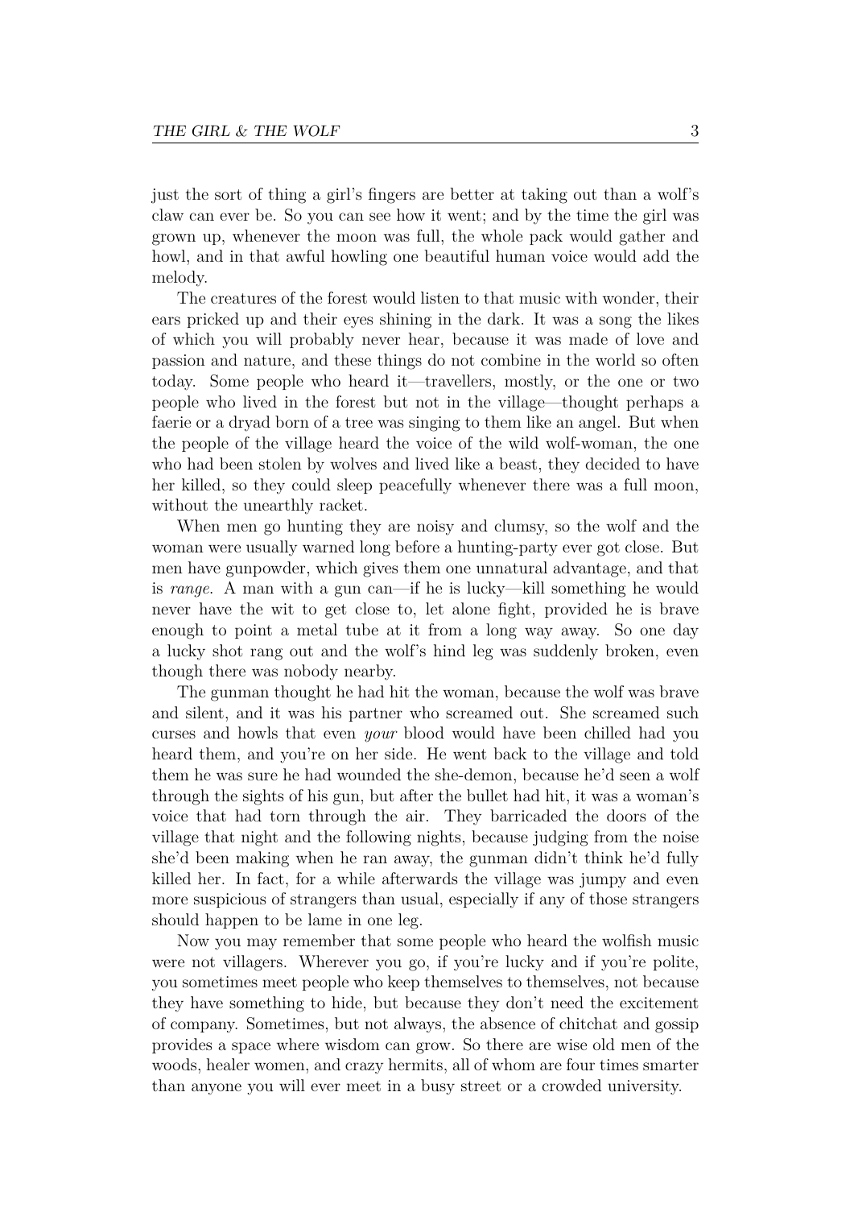just the sort of thing a girl's fingers are better at taking out than a wolf's claw can ever be. So you can see how it went; and by the time the girl was grown up, whenever the moon was full, the whole pack would gather and howl, and in that awful howling one beautiful human voice would add the melody.

The creatures of the forest would listen to that music with wonder, their ears pricked up and their eyes shining in the dark. It was a song the likes of which you will probably never hear, because it was made of love and passion and nature, and these things do not combine in the world so often today. Some people who heard it—travellers, mostly, or the one or two people who lived in the forest but not in the village—thought perhaps a faerie or a dryad born of a tree was singing to them like an angel. But when the people of the village heard the voice of the wild wolf-woman, the one who had been stolen by wolves and lived like a beast, they decided to have her killed, so they could sleep peacefully whenever there was a full moon, without the unearthly racket.

When men go hunting they are noisy and clumsy, so the wolf and the woman were usually warned long before a hunting-party ever got close. But men have gunpowder, which gives them one unnatural advantage, and that is *range*. A man with a gun can—if he is lucky—kill something he would never have the wit to get close to, let alone fight, provided he is brave enough to point a metal tube at it from a long way away. So one day a lucky shot rang out and the wolf's hind leg was suddenly broken, even though there was nobody nearby.

The gunman thought he had hit the woman, because the wolf was brave and silent, and it was his partner who screamed out. She screamed such curses and howls that even *your* blood would have been chilled had you heard them, and you're on her side. He went back to the village and told them he was sure he had wounded the she-demon, because he'd seen a wolf through the sights of his gun, but after the bullet had hit, it was a woman's voice that had torn through the air. They barricaded the doors of the village that night and the following nights, because judging from the noise she'd been making when he ran away, the gunman didn't think he'd fully killed her. In fact, for a while afterwards the village was jumpy and even more suspicious of strangers than usual, especially if any of those strangers should happen to be lame in one leg.

Now you may remember that some people who heard the wolfish music were not villagers. Wherever you go, if you're lucky and if you're polite, you sometimes meet people who keep themselves to themselves, not because they have something to hide, but because they don't need the excitement of company. Sometimes, but not always, the absence of chitchat and gossip provides a space where wisdom can grow. So there are wise old men of the woods, healer women, and crazy hermits, all of whom are four times smarter than anyone you will ever meet in a busy street or a crowded university.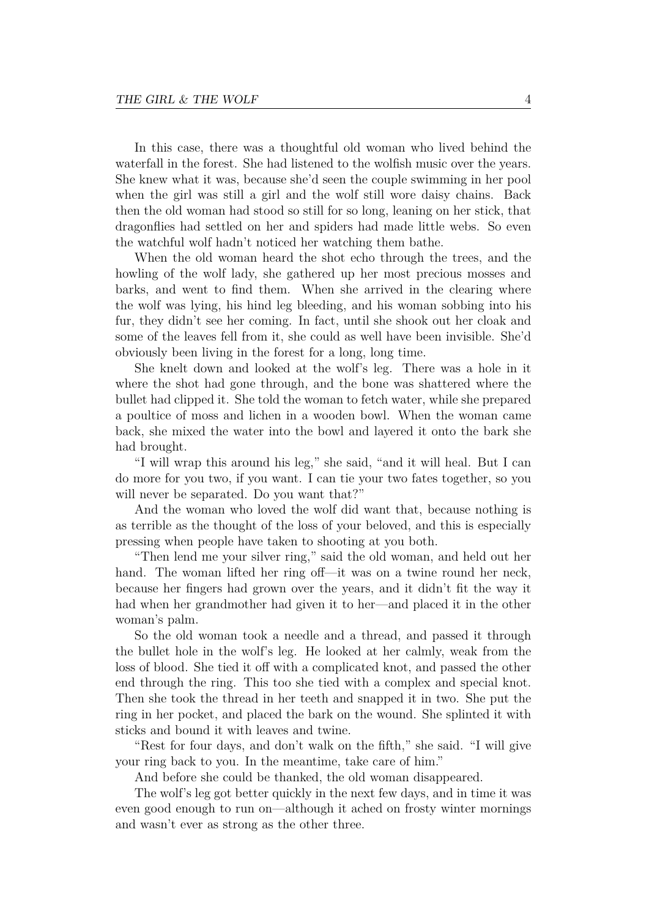In this case, there was a thoughtful old woman who lived behind the waterfall in the forest. She had listened to the wolfish music over the years. She knew what it was, because she'd seen the couple swimming in her pool when the girl was still a girl and the wolf still wore daisy chains. Back then the old woman had stood so still for so long, leaning on her stick, that dragonflies had settled on her and spiders had made little webs. So even the watchful wolf hadn't noticed her watching them bathe.

When the old woman heard the shot echo through the trees, and the howling of the wolf lady, she gathered up her most precious mosses and barks, and went to find them. When she arrived in the clearing where the wolf was lying, his hind leg bleeding, and his woman sobbing into his fur, they didn't see her coming. In fact, until she shook out her cloak and some of the leaves fell from it, she could as well have been invisible. She'd obviously been living in the forest for a long, long time.

She knelt down and looked at the wolf's leg. There was a hole in it where the shot had gone through, and the bone was shattered where the bullet had clipped it. She told the woman to fetch water, while she prepared a poultice of moss and lichen in a wooden bowl. When the woman came back, she mixed the water into the bowl and layered it onto the bark she had brought.

"I will wrap this around his leg," she said, "and it will heal. But I can do more for you two, if you want. I can tie your two fates together, so you will never be separated. Do you want that?"

And the woman who loved the wolf did want that, because nothing is as terrible as the thought of the loss of your beloved, and this is especially pressing when people have taken to shooting at you both.

"Then lend me your silver ring," said the old woman, and held out her hand. The woman lifted her ring off—it was on a twine round her neck, because her fingers had grown over the years, and it didn't fit the way it had when her grandmother had given it to her—and placed it in the other woman's palm.

So the old woman took a needle and a thread, and passed it through the bullet hole in the wolf's leg. He looked at her calmly, weak from the loss of blood. She tied it off with a complicated knot, and passed the other end through the ring. This too she tied with a complex and special knot. Then she took the thread in her teeth and snapped it in two. She put the ring in her pocket, and placed the bark on the wound. She splinted it with sticks and bound it with leaves and twine.

"Rest for four days, and don't walk on the fifth," she said. "I will give your ring back to you. In the meantime, take care of him."

And before she could be thanked, the old woman disappeared.

The wolf's leg got better quickly in the next few days, and in time it was even good enough to run on—although it ached on frosty winter mornings and wasn't ever as strong as the other three.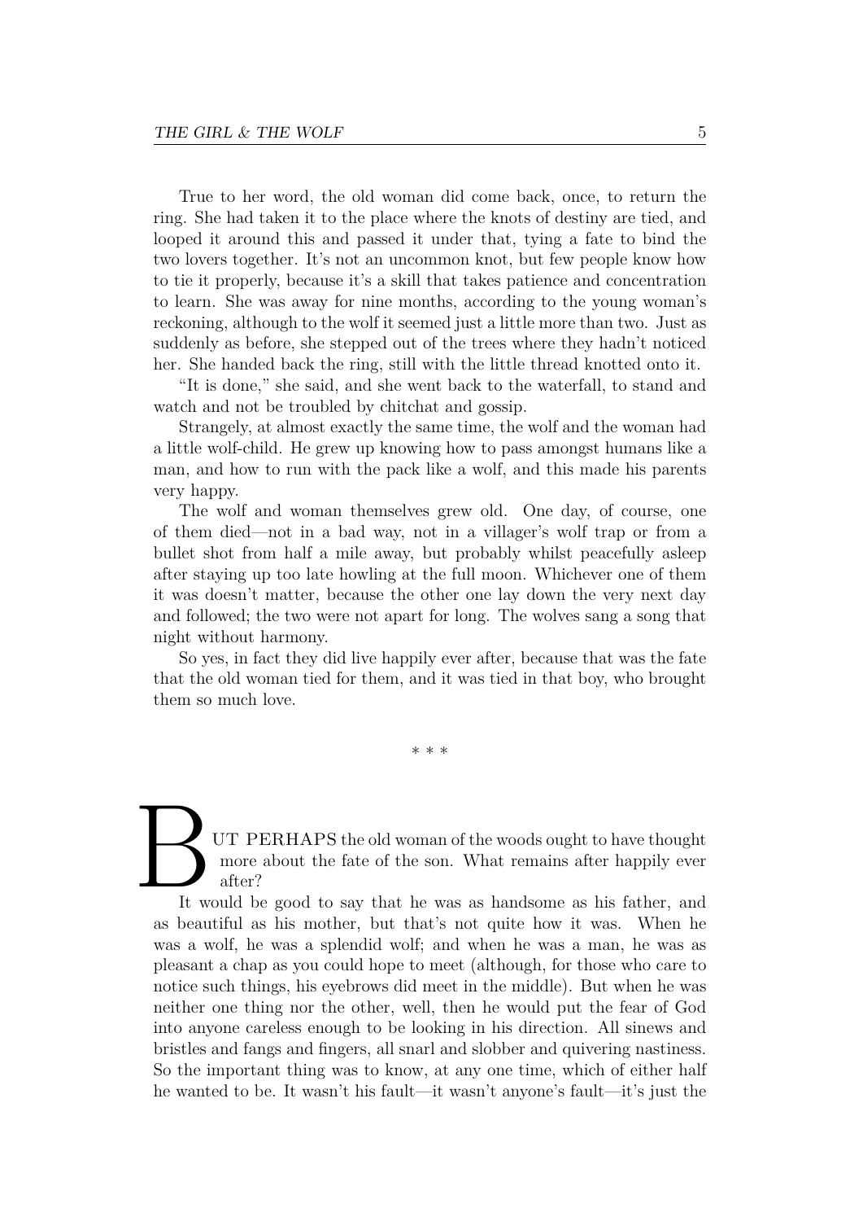True to her word, the old woman did come back, once, to return the ring. She had taken it to the place where the knots of destiny are tied, and looped it around this and passed it under that, tying a fate to bind the two lovers together. It's not an uncommon knot, but few people know how to tie it properly, because it's a skill that takes patience and concentration to learn. She was away for nine months, according to the young woman's reckoning, although to the wolf it seemed just a little more than two. Just as suddenly as before, she stepped out of the trees where they hadn't noticed her. She handed back the ring, still with the little thread knotted onto it.

"It is done," she said, and she went back to the waterfall, to stand and watch and not be troubled by chitchat and gossip.

Strangely, at almost exactly the same time, the wolf and the woman had a little wolf-child. He grew up knowing how to pass amongst humans like a man, and how to run with the pack like a wolf, and this made his parents very happy.

The wolf and woman themselves grew old. One day, of course, one of them died—not in a bad way, not in a villager's wolf trap or from a bullet shot from half a mile away, but probably whilst peacefully asleep after staying up too late howling at the full moon. Whichever one of them it was doesn't matter, because the other one lay down the very next day and followed; the two were not apart for long. The wolves sang a song that night without harmony.

So yes, in fact they did live happily ever after, because that was the fate that the old woman tied for them, and it was tied in that boy, who brought them so much love.

\* \* \*

BUT PERHAPS the old woman of the woods ought to have thought more about the fate of the son. What remains after happily ever after?

It would be good to say that he was as handsome as his father, and as beautiful as his mother, but that's not quite how it was. When he was a wolf, he was a splendid wolf; and when he was a man, he was as pleasant a chap as you could hope to meet (although, for those who care to notice such things, his eyebrows did meet in the middle). But when he was neither one thing nor the other, well, then he would put the fear of God into anyone careless enough to be looking in his direction. All sinews and bristles and fangs and fingers, all snarl and slobber and quivering nastiness. So the important thing was to know, at any one time, which of either half he wanted to be. It wasn't his fault—it wasn't anyone's fault—it's just the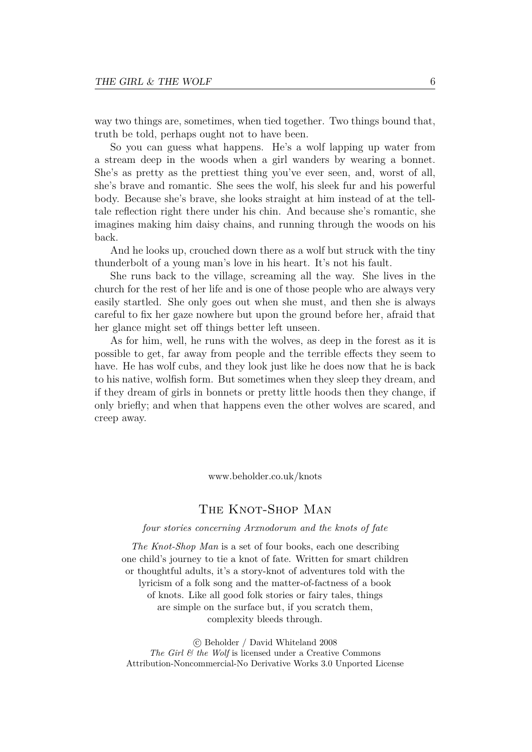way two things are, sometimes, when tied together. Two things bound that, truth be told, perhaps ought not to have been.

So you can guess what happens. He's a wolf lapping up water from a stream deep in the woods when a girl wanders by wearing a bonnet. She's as pretty as the prettiest thing you've ever seen, and, worst of all, she's brave and romantic. She sees the wolf, his sleek fur and his powerful body. Because she's brave, she looks straight at him instead of at the telltale reflection right there under his chin. And because she's romantic, she imagines making him daisy chains, and running through the woods on his back.

And he looks up, crouched down there as a wolf but struck with the tiny thunderbolt of a young man's love in his heart. It's not his fault.

She runs back to the village, screaming all the way. She lives in the church for the rest of her life and is one of those people who are always very easily startled. She only goes out when she must, and then she is always careful to fix her gaze nowhere but upon the ground before her, afraid that her glance might set off things better left unseen.

As for him, well, he runs with the wolves, as deep in the forest as it is possible to get, far away from people and the terrible effects they seem to have. He has wolf cubs, and they look just like he does now that he is back to his native, wolfish form. But sometimes when they sleep they dream, and if they dream of girls in bonnets or pretty little hoods then they change, if only briefly; and when that happens even the other wolves are scared, and creep away.

www.beholder.co.uk/knots

## The Knot-Shop Man

*four stories concerning Arxnodorum and the knots of fate*

*The Knot-Shop Man* is a set of four books, each one describing one child's journey to tie a knot of fate. Written for smart children or thoughtful adults, it's a story-knot of adventures told with the lyricism of a folk song and the matter-of-factness of a book of knots. Like all good folk stories or fairy tales, things are simple on the surface but, if you scratch them, complexity bleeds through.

© Beholder / David Whiteland 2008
*The Girl & the Wolf* is licensed under a Creative Commons Attribution-Noncommercial-No Derivative Works 3.0 Unported License